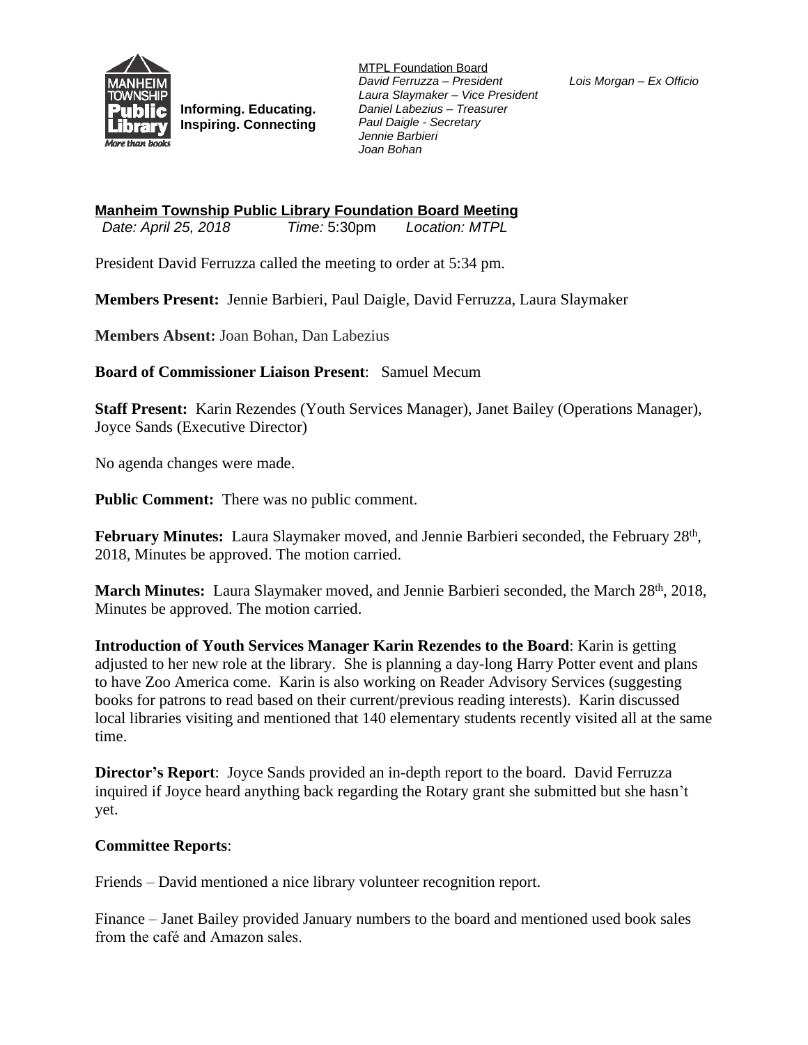Informing. Educating. Inspiring. Connecting

MTPL Foundation Board
*David Ferruzza – President*
*Laura Slaymaker – Vice President*
*Daniel Labezius – Treasurer*
*Paul Daigle - Secretary*
*Jennie Barbieri*
*Joan Bohan*

*Lois Morgan – Ex Officio*

## Manheim Township Public Library Foundation Board Meeting

*Date: April 25, 2018* *Time:* 5:30pm *Location: MTPL*

President David Ferruzza called the meeting to order at 5:34 pm.

**Members Present:** Jennie Barbieri, Paul Daigle, David Ferruzza, Laura Slaymaker

**Members Absent:** Joan Bohan, Dan Labezius

**Board of Commissioner Liaison Present**: Samuel Mecum

**Staff Present:** Karin Rezendes (Youth Services Manager), Janet Bailey (Operations Manager), Joyce Sands (Executive Director)

No agenda changes were made.

**Public Comment:** There was no public comment.

**February Minutes:** Laura Slaymaker moved, and Jennie Barbieri seconded, the February 28th, 2018, Minutes be approved. The motion carried.

**March Minutes:** Laura Slaymaker moved, and Jennie Barbieri seconded, the March 28th, 2018, Minutes be approved. The motion carried.

**Introduction of Youth Services Manager Karin Rezendes to the Board**: Karin is getting adjusted to her new role at the library. She is planning a day-long Harry Potter event and plans to have Zoo America come. Karin is also working on Reader Advisory Services (suggesting books for patrons to read based on their current/previous reading interests). Karin discussed local libraries visiting and mentioned that 140 elementary students recently visited all at the same time.

**Director's Report**: Joyce Sands provided an in-depth report to the board. David Ferruzza inquired if Joyce heard anything back regarding the Rotary grant she submitted but she hasn't yet.

**Committee Reports**:

Friends – David mentioned a nice library volunteer recognition report.

Finance – Janet Bailey provided January numbers to the board and mentioned used book sales from the café and Amazon sales.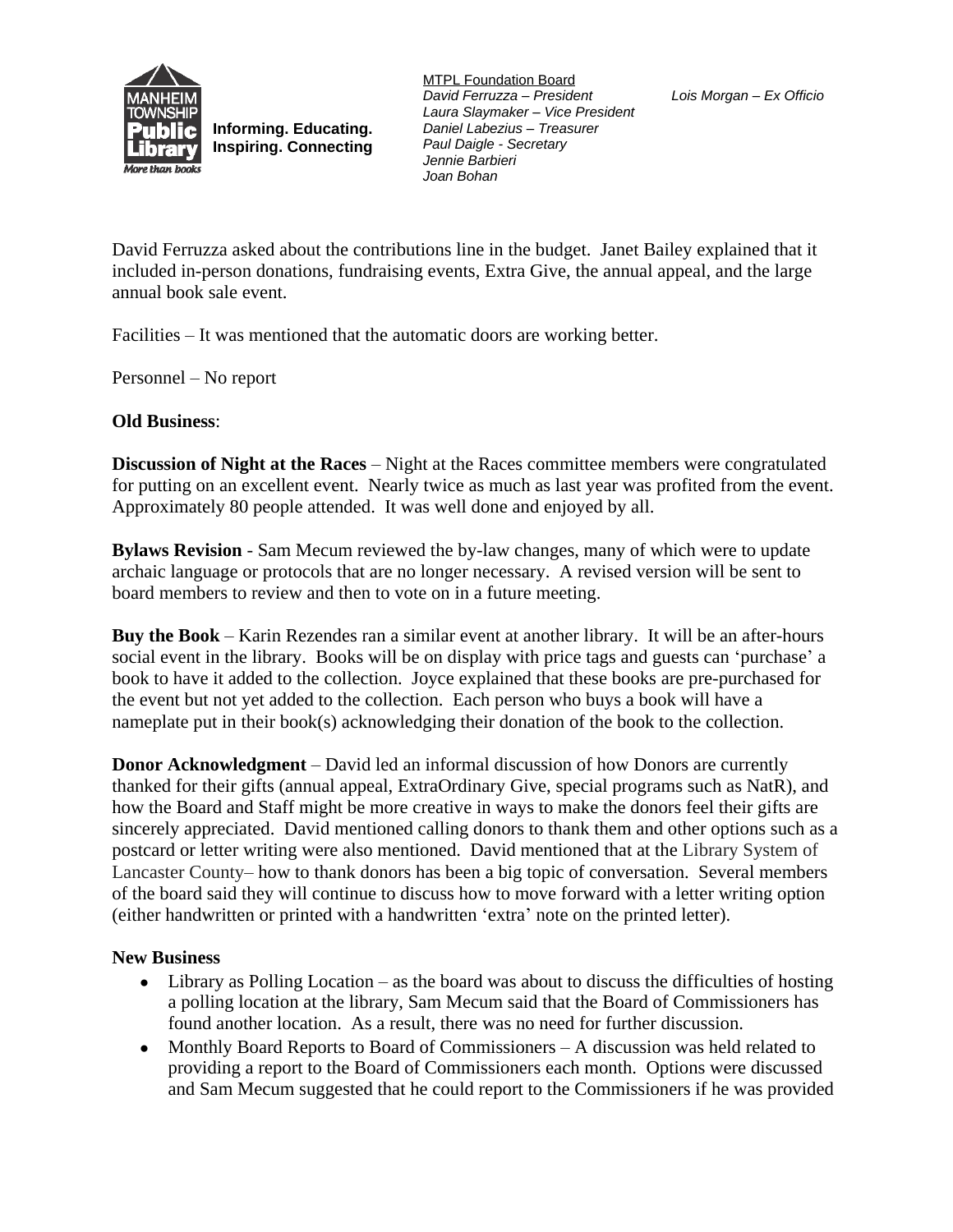MTPL Foundation Board
*David Ferruzza – President*
*Laura Slaymaker – Vice President*
*Daniel Labezius – Treasurer*
*Paul Daigle - Secretary*
*Jennie Barbieri*
*Joan Bohan*
*Lois Morgan – Ex Officio*

**Informing. Educating. Inspiring. Connecting**

David Ferruzza asked about the contributions line in the budget. Janet Bailey explained that it included in-person donations, fundraising events, Extra Give, the annual appeal, and the large annual book sale event.

Facilities – It was mentioned that the automatic doors are working better.

Personnel – No report

**Old Business**:

**Discussion of Night at the Races** – Night at the Races committee members were congratulated for putting on an excellent event. Nearly twice as much as last year was profited from the event. Approximately 80 people attended. It was well done and enjoyed by all.

**Bylaws Revision** - Sam Mecum reviewed the by-law changes, many of which were to update archaic language or protocols that are no longer necessary. A revised version will be sent to board members to review and then to vote on in a future meeting.

**Buy the Book** – Karin Rezendes ran a similar event at another library. It will be an after-hours social event in the library. Books will be on display with price tags and guests can 'purchase' a book to have it added to the collection. Joyce explained that these books are pre-purchased for the event but not yet added to the collection. Each person who buys a book will have a nameplate put in their book(s) acknowledging their donation of the book to the collection.

**Donor Acknowledgment** – David led an informal discussion of how Donors are currently thanked for their gifts (annual appeal, ExtraOrdinary Give, special programs such as NatR), and how the Board and Staff might be more creative in ways to make the donors feel their gifts are sincerely appreciated. David mentioned calling donors to thank them and other options such as a postcard or letter writing were also mentioned. David mentioned that at the Library System of Lancaster County– how to thank donors has been a big topic of conversation. Several members of the board said they will continue to discuss how to move forward with a letter writing option (either handwritten or printed with a handwritten 'extra' note on the printed letter).

**New Business**

- Library as Polling Location – as the board was about to discuss the difficulties of hosting a polling location at the library, Sam Mecum said that the Board of Commissioners has found another location. As a result, there was no need for further discussion.
- Monthly Board Reports to Board of Commissioners – A discussion was held related to providing a report to the Board of Commissioners each month. Options were discussed and Sam Mecum suggested that he could report to the Commissioners if he was provided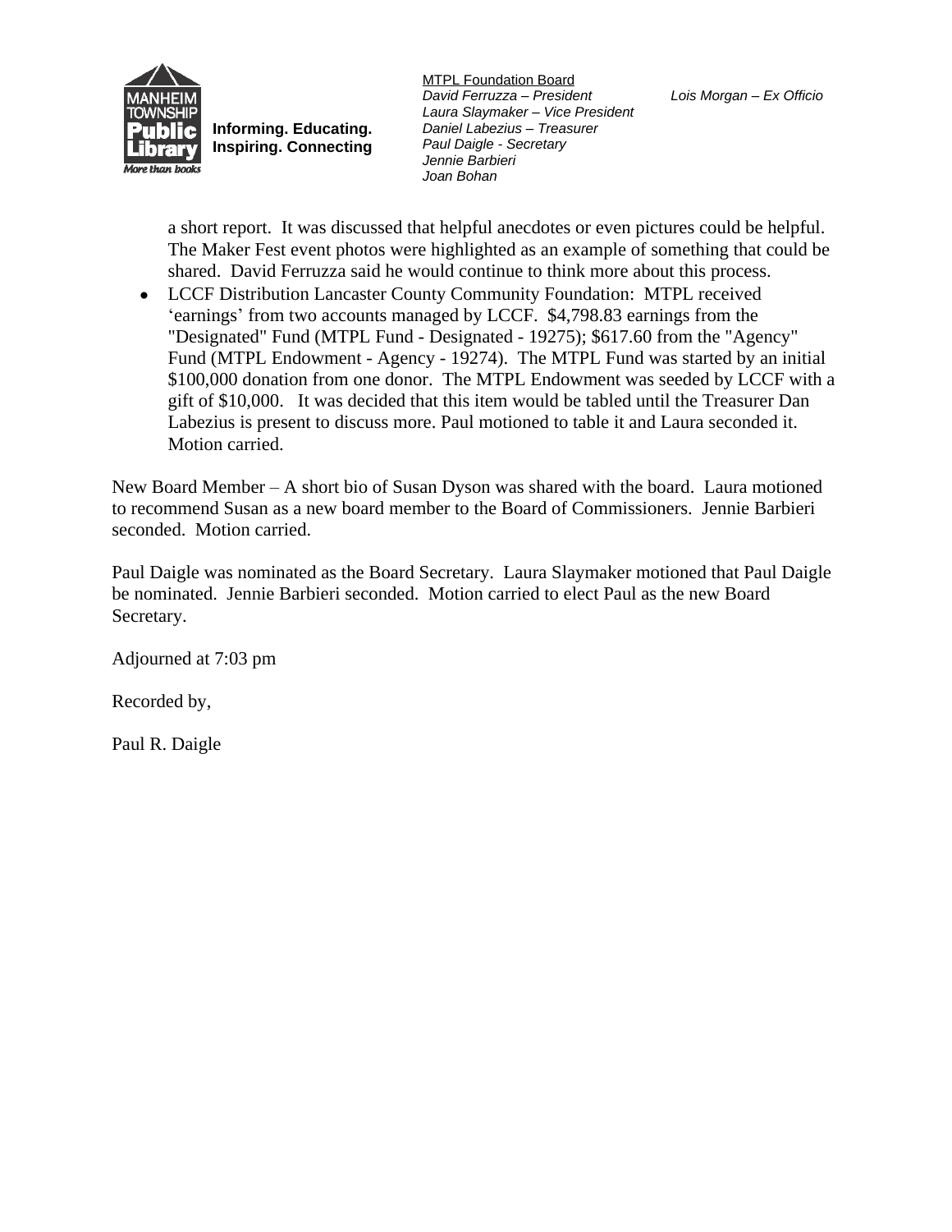MTPL Foundation Board
*David Ferruzza – President*
*Laura Slaymaker – Vice President*
*Daniel Labezius – Treasurer*
*Paul Daigle - Secretary*
*Jennie Barbieri*
*Joan Bohan*
*Lois Morgan – Ex Officio*

**Informing. Educating. Inspiring. Connecting**

a short report. It was discussed that helpful anecdotes or even pictures could be helpful. The Maker Fest event photos were highlighted as an example of something that could be shared. David Ferruzza said he would continue to think more about this process.

- LCCF Distribution Lancaster County Community Foundation: MTPL received 'earnings' from two accounts managed by LCCF. $4,798.83 earnings from the "Designated" Fund (MTPL Fund - Designated - 19275); $617.60 from the "Agency" Fund (MTPL Endowment - Agency - 19274). The MTPL Fund was started by an initial $100,000 donation from one donor. The MTPL Endowment was seeded by LCCF with a gift of $10,000. It was decided that this item would be tabled until the Treasurer Dan Labezius is present to discuss more. Paul motioned to table it and Laura seconded it. Motion carried.

New Board Member – A short bio of Susan Dyson was shared with the board. Laura motioned to recommend Susan as a new board member to the Board of Commissioners. Jennie Barbieri seconded. Motion carried.

Paul Daigle was nominated as the Board Secretary. Laura Slaymaker motioned that Paul Daigle be nominated. Jennie Barbieri seconded. Motion carried to elect Paul as the new Board Secretary.

Adjourned at 7:03 pm

Recorded by,

Paul R. Daigle